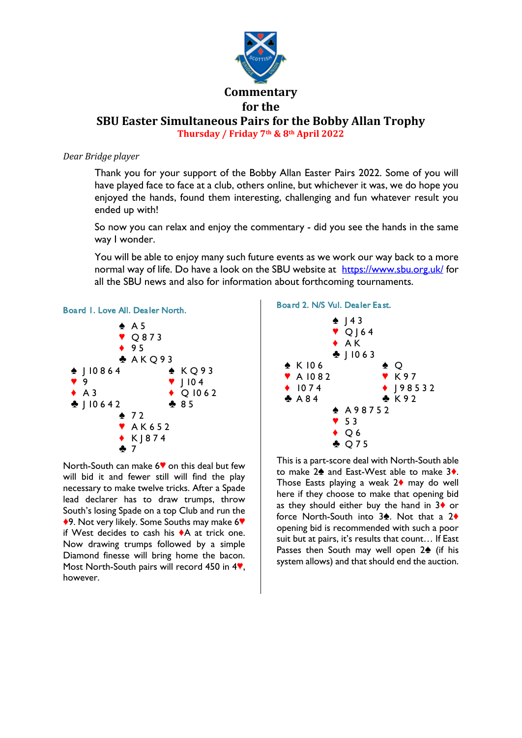# Commentary
# for the
# SBU Easter Simultaneous Pairs for the Bobby Allan Trophy

**Thursday / Friday 7th & 8th April 2022**

*Dear Bridge player*

Thank you for your support of the Bobby Allan Easter Pairs 2022. Some of you will have played face to face at a club, others online, but whichever it was, we do hope you enjoyed the hands, found them interesting, challenging and fun whatever result you ended up with!

So now you can relax and enjoy the commentary - did you see the hands in the same way I wonder.

You will be able to enjoy many such future events as we work our way back to a more normal way of life. Do have a look on the SBU website at https://www.sbu.org.uk/ for all the SBU news and also for information about forthcoming tournaments.

### Board 1. Love All. Dealer North.

```
            ♠ A 5
            ♥ Q 8 7 3
            ♦ 9 5
            ♣ A K Q 9 3
♠ J 10 8 6 4          ♠ K Q 9 3
♥ 9                   ♥ J 10 4
♦ A 3                 ♦ Q 10 6 2
♣ J 10 6 4 2          ♣ 8 5
            ♠ 7 2
            ♥ A K 6 5 2
            ♦ K J 8 7 4
            ♣ 7
```

North-South can make 6♥ on this deal but few will bid it and fewer still will find the play necessary to make twelve tricks. After a Spade lead declarer has to draw trumps, throw South's losing Spade on a top Club and run the ♦9. Not very likely. Some Souths may make 6♥ if West decides to cash his ♦A at trick one. Now drawing trumps followed by a simple Diamond finesse will bring home the bacon. Most North-South pairs will record 450 in 4♥, however.

### Board 2. N/S Vul. Dealer East.

```
            ♠ J 4 3
            ♥ Q J 6 4
            ♦ A K
            ♣ J 10 6 3
♠ K 10 6              ♠ Q
♥ A 10 8 2            ♥ K 9 7
♦ 10 7 4              ♦ J 9 8 5 3 2
♣ A 8 4               ♣ K 9 2
            ♠ A 9 8 7 5 2
            ♥ 5 3
            ♦ Q 6
            ♣ Q 7 5
```

This is a part-score deal with North-South able to make 2♠ and East-West able to make 3♦. Those Easts playing a weak 2♦ may do well here if they choose to make that opening bid as they should either buy the hand in 3♦ or force North-South into 3♠. Not that a 2♦ opening bid is recommended with such a poor suit but at pairs, it's results that count… If East Passes then South may well open 2♠ (if his system allows) and that should end the auction.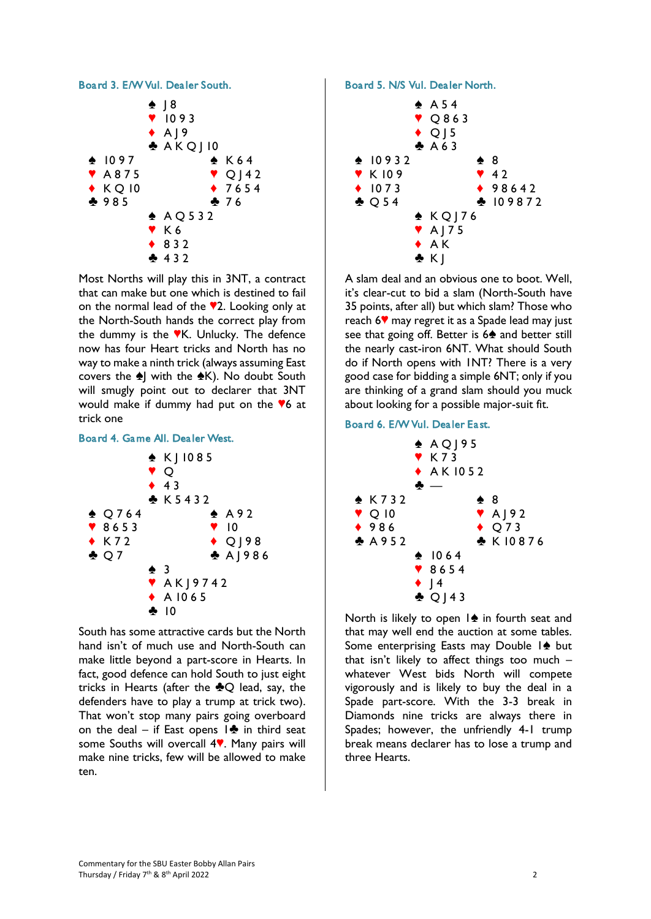### Board 3. E/W Vul. Dealer South.

```
            ♠ J 8
            ♥ 10 9 3
            ♦ A J 9
            ♣ A K Q J 10
♠ 10 9 7                ♠ K 6 4
♥ A 8 7 5               ♥ Q J 4 2
♦ K Q 10                ♦ 7 6 5 4
♣ 9 8 5                 ♣ 7 6
            ♠ A Q 5 3 2
            ♥ K 6
            ♦ 8 3 2
            ♣ 4 3 2
```

Most Norths will play this in 3NT, a contract that can make but one which is destined to fail on the normal lead of the ♥2. Looking only at the North-South hands the correct play from the dummy is the ♥K. Unlucky. The defence now has four Heart tricks and North has no way to make a ninth trick (always assuming East covers the ♠J with the ♠K). No doubt South will smugly point out to declarer that 3NT would make if dummy had put on the ♥6 at trick one

### Board 4. Game All. Dealer West.

```
            ♠ K J 10 8 5
            ♥ Q
            ♦ 4 3
            ♣ K 5 4 3 2
♠ Q 7 6 4               ♠ A 9 2
♥ 8 6 5 3               ♥ 10
♦ K 7 2                 ♦ Q J 9 8
♣ Q 7                   ♣ A J 9 8 6
            ♠ 3
            ♥ A K J 9 7 4 2
            ♦ A 10 6 5
            ♣ 10
```

South has some attractive cards but the North hand isn't of much use and North-South can make little beyond a part-score in Hearts. In fact, good defence can hold South to just eight tricks in Hearts (after the ♣Q lead, say, the defenders have to play a trump at trick two). That won't stop many pairs going overboard on the deal – if East opens 1♣ in third seat some Souths will overcall 4♥. Many pairs will make nine tricks, few will be allowed to make ten.

### Board 5. N/S Vul. Dealer North.

```
            ♠ A 5 4
            ♥ Q 8 6 3
            ♦ Q J 5
            ♣ A 6 3
♠ 10 9 3 2              ♠ 8
♥ K 10 9                ♥ 4 2
♦ 10 7 3                ♦ 9 8 6 4 2
♣ Q 5 4                 ♣ 10 9 8 7 2
            ♠ K Q J 7 6
            ♥ A J 7 5
            ♦ A K
            ♣ K J
```

A slam deal and an obvious one to boot. Well, it's clear-cut to bid a slam (North-South have 35 points, after all) but which slam? Those who reach 6♥ may regret it as a Spade lead may just see that going off. Better is 6♠ and better still the nearly cast-iron 6NT. What should South do if North opens with 1NT? There is a very good case for bidding a simple 6NT; only if you are thinking of a grand slam should you muck about looking for a possible major-suit fit.

### Board 6. E/W Vul. Dealer East.

```
            ♠ A Q J 9 5
            ♥ K 7 3
            ♦ A K 10 5 2
            ♣ —
♠ K 7 3 2               ♠ 8
♥ Q 10                  ♥ A J 9 2
♦ 9 8 6                 ♦ Q 7 3
♣ A 9 5 2               ♣ K 10 8 7 6
            ♠ 10 6 4
            ♥ 8 6 5 4
            ♦ J 4
            ♣ Q J 4 3
```

North is likely to open 1♠ in fourth seat and that may well end the auction at some tables. Some enterprising Easts may Double 1♠ but that isn't likely to affect things too much – whatever West bids North will compete vigorously and is likely to buy the deal in a Spade part-score. With the 3-3 break in Diamonds nine tricks are always there in Spades; however, the unfriendly 4-1 trump break means declarer has to lose a trump and three Hearts.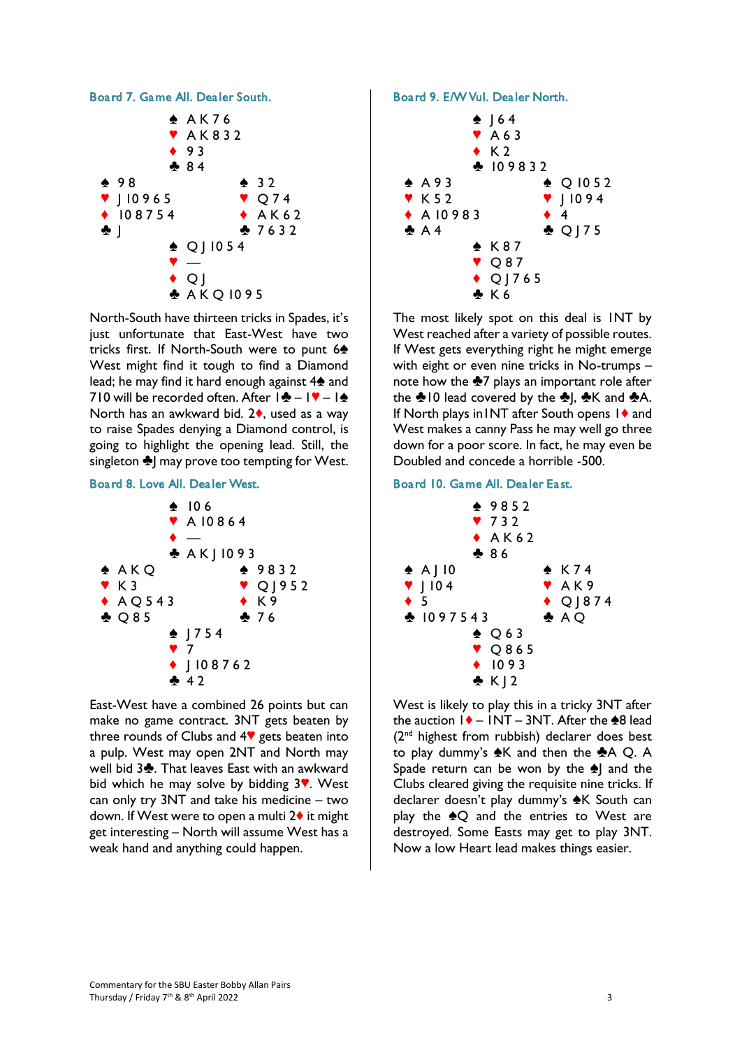### Board 7. Game All. Dealer South.

```
            ♠ A K 7 6
            ♥ A K 8 3 2
            ♦ 9 3
            ♣ 8 4
♠ 9 8                   ♠ 3 2
♥ J 10 9 6 5            ♥ Q 7 4
♦ 10 8 7 5 4            ♦ A K 6 2
♣ J                     ♣ 7 6 3 2
            ♠ Q J 10 5 4
            ♥ —
            ♦ Q J
            ♣ A K Q 10 9 5
```

North-South have thirteen tricks in Spades, it's just unfortunate that East-West have two tricks first. If North-South were to punt 6♠ West might find it tough to find a Diamond lead; he may find it hard enough against 4♠ and 710 will be recorded often. After 1♣ – 1♥ – 1♠ North has an awkward bid. 2♦, used as a way to raise Spades denying a Diamond control, is going to highlight the opening lead. Still, the singleton ♣J may prove too tempting for West.

### Board 8. Love All. Dealer West.

```
            ♠ 10 6
            ♥ A 10 8 6 4
            ♦ —
            ♣ A K J 10 9 3
♠ A K Q                 ♠ 9 8 3 2
♥ K 3                   ♥ Q J 9 5 2
♦ A Q 5 4 3             ♦ K 9
♣ Q 8 5                 ♣ 7 6
            ♠ J 7 5 4
            ♥ 7
            ♦ J 10 8 7 6 2
            ♣ 4 2
```

East-West have a combined 26 points but can make no game contract. 3NT gets beaten by three rounds of Clubs and 4♥ gets beaten into a pulp. West may open 2NT and North may well bid 3♣. That leaves East with an awkward bid which he may solve by bidding 3♥. West can only try 3NT and take his medicine – two down. If West were to open a multi 2♦ it might get interesting – North will assume West has a weak hand and anything could happen.

### Board 9. E/W Vul. Dealer North.

```
            ♠ J 6 4
            ♥ A 6 3
            ♦ K 2
            ♣ 10 9 8 3 2
♠ A 9 3                 ♠ Q 10 5 2
♥ K 5 2                 ♥ J 10 9 4
♦ A 10 9 8 3            ♦ 4
♣ A 4                   ♣ Q J 7 5
            ♠ K 8 7
            ♥ Q 8 7
            ♦ Q J 7 6 5
            ♣ K 6
```

The most likely spot on this deal is 1NT by West reached after a variety of possible routes. If West gets everything right he might emerge with eight or even nine tricks in No-trumps – note how the ♣7 plays an important role after the ♣10 lead covered by the ♣J, ♣K and ♣A. If North plays in 1NT after South opens 1♦ and West makes a canny Pass he may well go three down for a poor score. In fact, he may even be Doubled and concede a horrible -500.

### Board 10. Game All. Dealer East.

```
            ♠ 9 8 5 2
            ♥ 7 3 2
            ♦ A K 6 2
            ♣ 8 6
♠ A J 10                ♠ K 7 4
♥ J 10 4                ♥ A K 9
♦ 5                     ♦ Q J 8 7 4
♣ 10 9 7 5 4 3          ♣ A Q
            ♠ Q 6 3
            ♥ Q 8 6 5
            ♦ 10 9 3
            ♣ K J 2
```

West is likely to play this in a tricky 3NT after the auction 1♦ – 1NT – 3NT. After the ♠8 lead (2nd highest from rubbish) declarer does best to play dummy's ♠K and then the ♣A Q. A Spade return can be won by the ♠J and the Clubs cleared giving the requisite nine tricks. If declarer doesn't play dummy's ♠K South can play the ♠Q and the entries to West are destroyed. Some Easts may get to play 3NT. Now a low Heart lead makes things easier.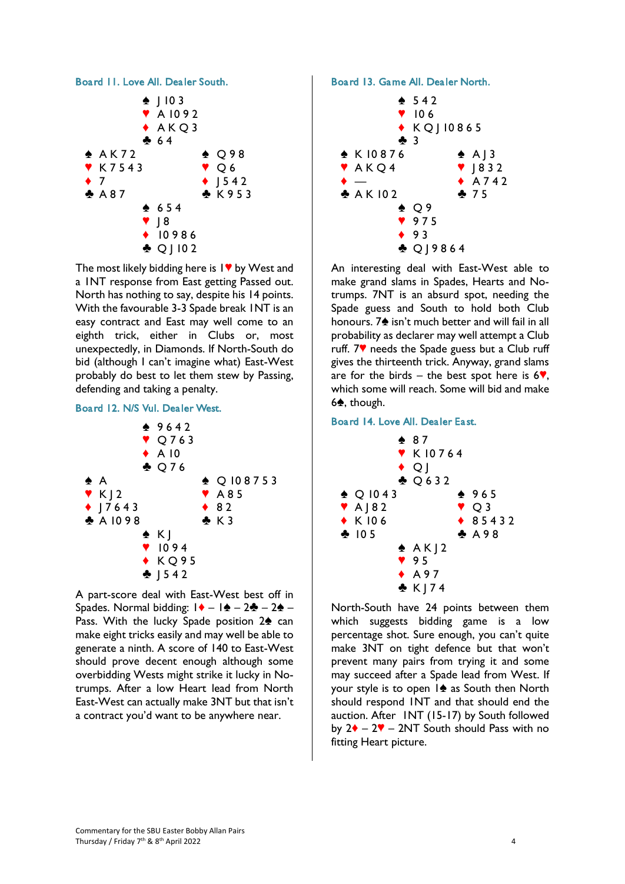### Board 11. Love All. Dealer South.

```
            ♠ J 10 3
            ♥ A 10 9 2
            ♦ A K Q 3
            ♣ 6 4
♠ A K 7 2              ♠ Q 9 8
♥ K 7 5 4 3            ♥ Q 6
♦ 7                    ♦ J 5 4 2
♣ A 8 7                ♣ K 9 5 3
            ♠ 6 5 4
            ♥ J 8
            ♦ 10 9 8 6
            ♣ Q J 10 2
```

The most likely bidding here is 1♥ by West and a 1NT response from East getting Passed out. North has nothing to say, despite his 14 points. With the favourable 3-3 Spade break 1NT is an easy contract and East may well come to an eighth trick, either in Clubs or, most unexpectedly, in Diamonds. If North-South do bid (although I can't imagine what) East-West probably do best to let them stew by Passing, defending and taking a penalty.

### Board 12. N/S Vul. Dealer West.

```
            ♠ 9 6 4 2
            ♥ Q 7 6 3
            ♦ A 10
            ♣ Q 7 6
♠ A                    ♠ Q 10 8 7 5 3
♥ K J 2                ♥ A 8 5
♦ J 7 6 4 3            ♦ 8 2
♣ A 10 9 8             ♣ K 3
            ♠ K J
            ♥ 10 9 4
            ♦ K Q 9 5
            ♣ J 5 4 2
```

A part-score deal with East-West best off in Spades. Normal bidding: 1♦ – 1♠ – 2♣ – 2♠ – Pass. With the lucky Spade position 2♠ can make eight tricks easily and may well be able to generate a ninth. A score of 140 to East-West should prove decent enough although some overbidding Wests might strike it lucky in No-trumps. After a low Heart lead from North East-West can actually make 3NT but that isn't a contract you'd want to be anywhere near.

### Board 13. Game All. Dealer North.

```
            ♠ 5 4 2
            ♥ 10 6
            ♦ K Q J 10 8 6 5
            ♣ 3
♠ K 10 8 7 6           ♠ A J 3
♥ A K Q 4              ♥ J 8 3 2
♦ —                    ♦ A 7 4 2
♣ A K 10 2             ♣ 7 5
            ♠ Q 9
            ♥ 9 7 5
            ♦ 9 3
            ♣ Q J 9 8 6 4
```

An interesting deal with East-West able to make grand slams in Spades, Hearts and No-trumps. 7NT is an absurd spot, needing the Spade guess and South to hold both Club honours. 7♠ isn't much better and will fail in all probability as declarer may well attempt a Club ruff. 7♥ needs the Spade guess but a Club ruff gives the thirteenth trick. Anyway, grand slams are for the birds – the best spot here is 6♥, which some will reach. Some will bid and make 6♠, though.

### Board 14. Love All. Dealer East.

```
            ♠ 8 7
            ♥ K 10 7 6 4
            ♦ Q J
            ♣ Q 6 3 2
♠ Q 10 4 3             ♠ 9 6 5
♥ A J 8 2              ♥ Q 3
♦ K 10 6               ♦ 8 5 4 3 2
♣ 10 5                 ♣ A 9 8
            ♠ A K J 2
            ♥ 9 5
            ♦ A 9 7
            ♣ K J 7 4
```

North-South have 24 points between them which suggests bidding game is a low percentage shot. Sure enough, you can't quite make 3NT on tight defence but that won't prevent many pairs from trying it and some may succeed after a Spade lead from West. If your style is to open 1♠ as South then North should respond 1NT and that should end the auction. After 1NT (15-17) by South followed by 2♦ – 2♥ – 2NT South should Pass with no fitting Heart picture.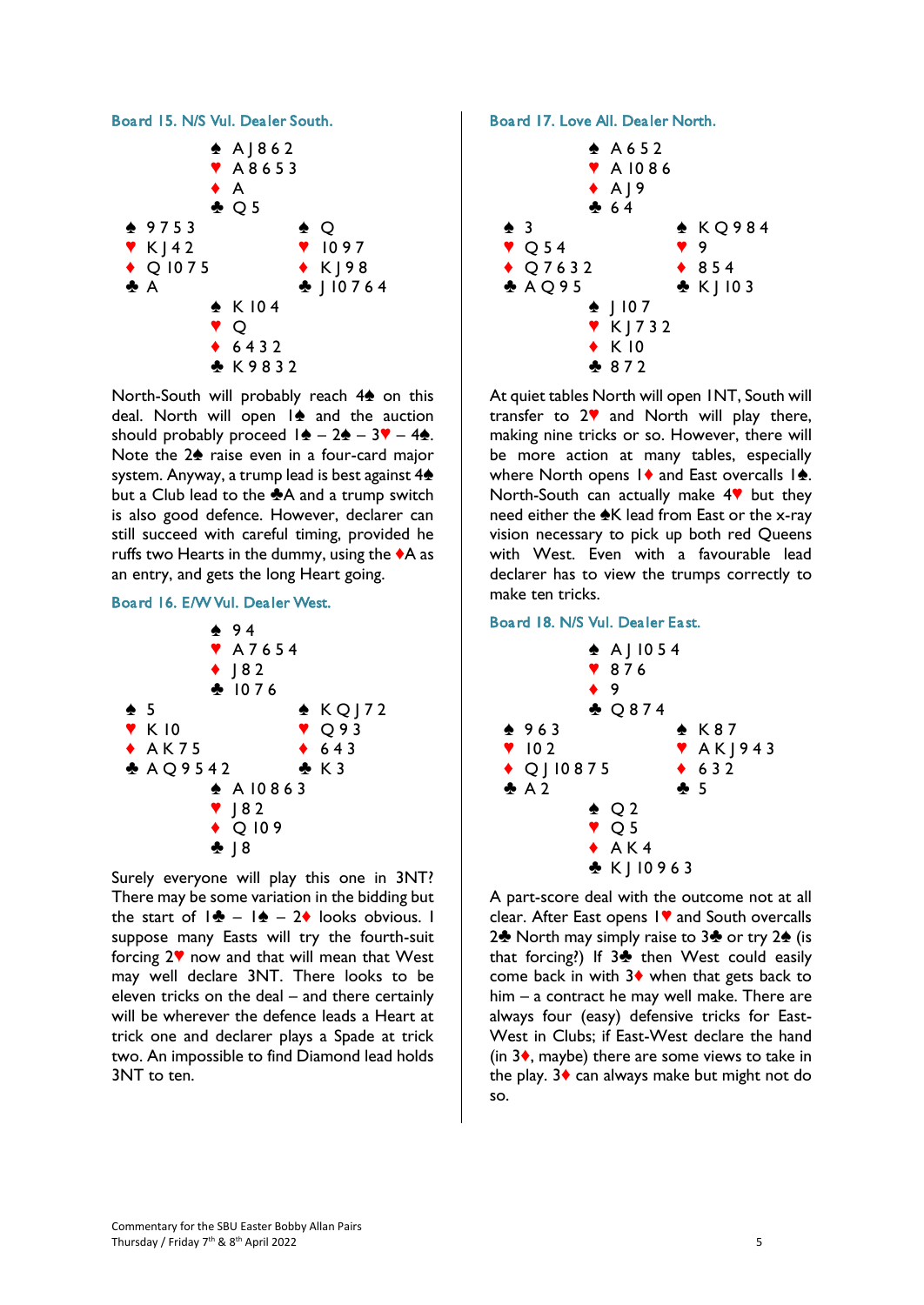## Board 15. N/S Vul. Dealer South.

```
              ♠ A J 8 6 2
              ♥ A 8 6 5 3
              ♦ A
              ♣ Q 5
♠ 9 7 5 3                ♠ Q
♥ K J 4 2                ♥ 10 9 7
♦ Q 10 7 5               ♦ K J 9 8
♣ A                      ♣ J 10 7 6 4
              ♠ K 10 4
              ♥ Q
              ♦ 6 4 3 2
              ♣ K 9 8 3 2
```

North-South will probably reach 4♠ on this deal. North will open 1♠ and the auction should probably proceed 1♠ – 2♠ – 3♥ – 4♠. Note the 2♠ raise even in a four-card major system. Anyway, a trump lead is best against 4♠ but a Club lead to the ♣A and a trump switch is also good defence. However, declarer can still succeed with careful timing, provided he ruffs two Hearts in the dummy, using the ♦A as an entry, and gets the long Heart going.

## Board 16. E/W Vul. Dealer West.

```
              ♠ 9 4
              ♥ A 7 6 5 4
              ♦ J 8 2
              ♣ 10 7 6
♠ 5                      ♠ K Q J 7 2
♥ K 10                   ♥ Q 9 3
♦ A K 7 5                ♦ 6 4 3
♣ A Q 9 5 4 2            ♣ K 3
              ♠ A 10 8 6 3
              ♥ J 8 2
              ♦ Q 10 9
              ♣ J 8
```

Surely everyone will play this one in 3NT? There may be some variation in the bidding but the start of 1♣ – 1♠ – 2♦ looks obvious. I suppose many Easts will try the fourth-suit forcing 2♥ now and that will mean that West may well declare 3NT. There looks to be eleven tricks on the deal – and there certainly will be wherever the defence leads a Heart at trick one and declarer plays a Spade at trick two. An impossible to find Diamond lead holds 3NT to ten.

## Board 17. Love All. Dealer North.

```
              ♠ A 6 5 2
              ♥ A 10 8 6
              ♦ A J 9
              ♣ 6 4
♠ 3                      ♠ K Q 9 8 4
♥ Q 5 4                  ♥ 9
♦ Q 7 6 3 2              ♦ 8 5 4
♣ A Q 9 5                ♣ K J 10 3
              ♠ J 10 7
              ♥ K J 7 3 2
              ♦ K 10
              ♣ 8 7 2
```

At quiet tables North will open 1NT, South will transfer to 2♥ and North will play there, making nine tricks or so. However, there will be more action at many tables, especially where North opens 1♦ and East overcalls 1♠. North-South can actually make 4♥ but they need either the ♠K lead from East or the x-ray vision necessary to pick up both red Queens with West. Even with a favourable lead declarer has to view the trumps correctly to make ten tricks.

## Board 18. N/S Vul. Dealer East.

```
              ♠ A J 10 5 4
              ♥ 8 7 6
              ♦ 9
              ♣ Q 8 7 4
♠ 9 6 3                  ♠ K 8 7
♥ 10 2                   ♥ A K J 9 4 3
♦ Q J 10 8 7 5           ♦ 6 3 2
♣ A 2                    ♣ 5
              ♠ Q 2
              ♥ Q 5
              ♦ A K 4
              ♣ K J 10 9 6 3
```

A part-score deal with the outcome not at all clear. After East opens 1♥ and South overcalls 2♣ North may simply raise to 3♣ or try 2♠ (is that forcing?) If 3♣ then West could easily come back in with 3♦ when that gets back to him – a contract he may well make. There are always four (easy) defensive tricks for East-West in Clubs; if East-West declare the hand (in 3♦, maybe) there are some views to take in the play. 3♦ can always make but might not do so.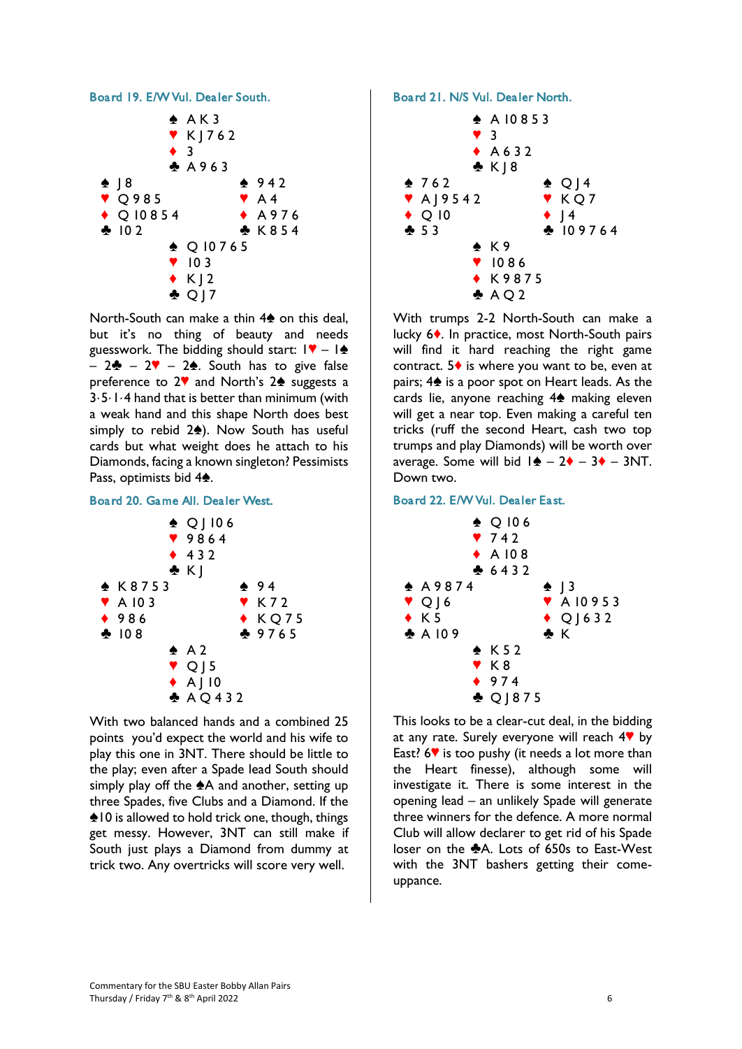### Board 19. E/W Vul. Dealer South.

```
            ♠ A K 3
            ♥ K J 7 6 2
            ♦ 3
            ♣ A 9 6 3
♠ J 8                   ♠ 9 4 2
♥ Q 9 8 5               ♥ A 4
♦ Q 10 8 5 4            ♦ A 9 7 6
♣ 10 2                  ♣ K 8 5 4
            ♠ Q 10 7 6 5
            ♥ 10 3
            ♦ K J 2
            ♣ Q J 7
```

North-South can make a thin 4♠ on this deal, but it's no thing of beauty and needs guesswork. The bidding should start: 1♥ – 1♠ – 2♣ – 2♥ – 2♠. South has to give false preference to 2♥ and North's 2♠ suggests a 3·5·1·4 hand that is better than minimum (with a weak hand and this shape North does best simply to rebid 2♠). Now South has useful cards but what weight does he attach to his Diamonds, facing a known singleton? Pessimists Pass, optimists bid 4♠.

### Board 20. Game All. Dealer West.

```
            ♠ Q J 10 6
            ♥ 9 8 6 4
            ♦ 4 3 2
            ♣ K J
♠ K 8 7 5 3             ♠ 9 4
♥ A 10 3                ♥ K 7 2
♦ 9 8 6                 ♦ K Q 7 5
♣ 10 8                  ♣ 9 7 6 5
            ♠ A 2
            ♥ Q J 5
            ♦ A J 10
            ♣ A Q 4 3 2
```

With two balanced hands and a combined 25 points you'd expect the world and his wife to play this one in 3NT. There should be little to the play; even after a Spade lead South should simply play off the ♠A and another, setting up three Spades, five Clubs and a Diamond. If the ♠10 is allowed to hold trick one, though, things get messy. However, 3NT can still make if South just plays a Diamond from dummy at trick two. Any overtricks will score very well.

### Board 21. N/S Vul. Dealer North.

```
            ♠ A 10 8 5 3
            ♥ 3
            ♦ A 6 3 2
            ♣ K J 8
♠ 7 6 2                 ♠ Q J 4
♥ A J 9 5 4 2           ♥ K Q 7
♦ Q 10                  ♦ J 4
♣ 5 3                   ♣ 10 9 7 6 4
            ♠ K 9
            ♥ 10 8 6
            ♦ K 9 8 7 5
            ♣ A Q 2
```

With trumps 2-2 North-South can make a lucky 6♦. In practice, most North-South pairs will find it hard reaching the right game contract. 5♦ is where you want to be, even at pairs; 4♠ is a poor spot on Heart leads. As the cards lie, anyone reaching 4♠ making eleven will get a near top. Even making a careful ten tricks (ruff the second Heart, cash two top trumps and play Diamonds) will be worth over average. Some will bid 1♠ – 2♦ – 3♦ – 3NT. Down two.

### Board 22. E/W Vul. Dealer East.

```
            ♠ Q 10 6
            ♥ 7 4 2
            ♦ A 10 8
            ♣ 6 4 3 2
♠ A 9 8 7 4             ♠ J 3
♥ Q J 6                 ♥ A 10 9 5 3
♦ K 5                   ♦ Q J 6 3 2
♣ A 10 9                ♣ K
            ♠ K 5 2
            ♥ K 8
            ♦ 9 7 4
            ♣ Q J 8 7 5
```

This looks to be a clear-cut deal, in the bidding at any rate. Surely everyone will reach 4♥ by East? 6♥ is too pushy (it needs a lot more than the Heart finesse), although some will investigate it. There is some interest in the opening lead – an unlikely Spade will generate three winners for the defence. A more normal Club will allow declarer to get rid of his Spade loser on the ♣A. Lots of 650s to East-West with the 3NT bashers getting their come-uppance.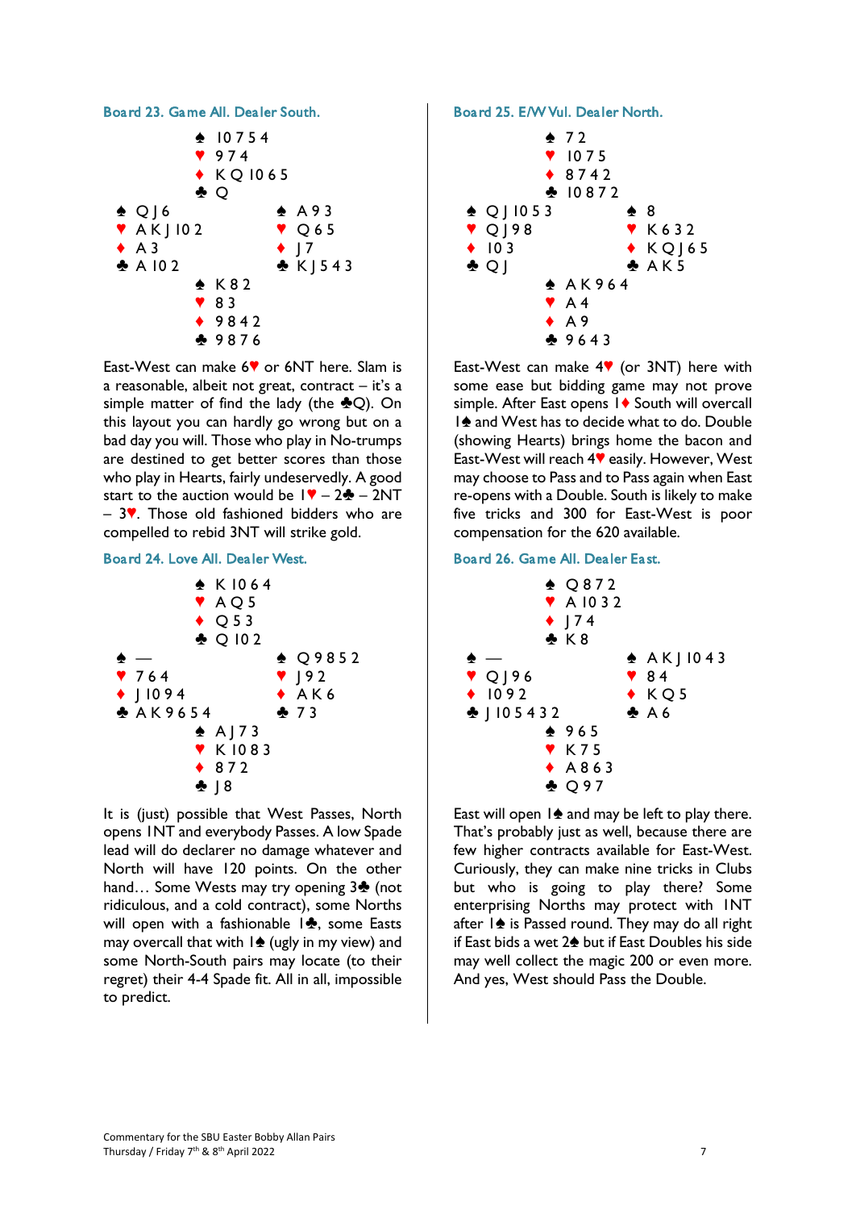### Board 23. Game All. Dealer South.

```
              ♠ 10 7 5 4
              ♥ 9 7 4
              ♦ K Q 10 6 5
              ♣ Q
♠ Q J 6                   ♠ A 9 3
♥ A K J 10 2              ♥ Q 6 5
♦ A 3                     ♦ J 7
♣ A 10 2                  ♣ K J 5 4 3
              ♠ K 8 2
              ♥ 8 3
              ♦ 9 8 4 2
              ♣ 9 8 7 6
```

East-West can make 6♥ or 6NT here. Slam is a reasonable, albeit not great, contract – it's a simple matter of find the lady (the ♣Q). On this layout you can hardly go wrong but on a bad day you will. Those who play in No-trumps are destined to get better scores than those who play in Hearts, fairly undeservedly. A good start to the auction would be 1♥ – 2♣ – 2NT – 3♥. Those old fashioned bidders who are compelled to rebid 3NT will strike gold.

### Board 24. Love All. Dealer West.

```
              ♠ K 10 6 4
              ♥ A Q 5
              ♦ Q 5 3
              ♣ Q 10 2
♠ —                       ♠ Q 9 8 5 2
♥ 7 6 4                   ♥ J 9 2
♦ J 10 9 4                ♦ A K 6
♣ A K 9 6 5 4             ♣ 7 3
              ♠ A J 7 3
              ♥ K 10 8 3
              ♦ 8 7 2
              ♣ J 8
```

It is (just) possible that West Passes, North opens 1NT and everybody Passes. A low Spade lead will do declarer no damage whatever and North will have 120 points. On the other hand… Some Wests may try opening 3♣ (not ridiculous, and a cold contract), some Norths will open with a fashionable 1♣, some Easts may overcall that with 1♠ (ugly in my view) and some North-South pairs may locate (to their regret) their 4-4 Spade fit. All in all, impossible to predict.

### Board 25. E/W Vul. Dealer North.

```
              ♠ 7 2
              ♥ 10 7 5
              ♦ 8 7 4 2
              ♣ 10 8 7 2
♠ Q J 10 5 3              ♠ 8
♥ Q J 9 8                 ♥ K 6 3 2
♦ 10 3                    ♦ K Q J 6 5
♣ Q J                     ♣ A K 5
              ♠ A K 9 6 4
              ♥ A 4
              ♦ A 9
              ♣ 9 6 4 3
```

East-West can make 4♥ (or 3NT) here with some ease but bidding game may not prove simple. After East opens 1♦ South will overcall 1♠ and West has to decide what to do. Double (showing Hearts) brings home the bacon and East-West will reach 4♥ easily. However, West may choose to Pass and to Pass again when East re-opens with a Double. South is likely to make five tricks and 300 for East-West is poor compensation for the 620 available.

### Board 26. Game All. Dealer East.

```
              ♠ Q 8 7 2
              ♥ A 10 3 2
              ♦ J 7 4
              ♣ K 8
♠ —                       ♠ A K J 10 4 3
♥ Q J 9 6                 ♥ 8 4
♦ 10 9 2                  ♦ K Q 5
♣ J 10 5 4 3 2            ♣ A 6
              ♠ 9 6 5
              ♥ K 7 5
              ♦ A 8 6 3
              ♣ Q 9 7
```

East will open 1♠ and may be left to play there. That's probably just as well, because there are few higher contracts available for East-West. Curiously, they can make nine tricks in Clubs but who is going to play there? Some enterprising Norths may protect with 1NT after 1♠ is Passed round. They may do all right if East bids a wet 2♠ but if East Doubles his side may well collect the magic 200 or even more. And yes, West should Pass the Double.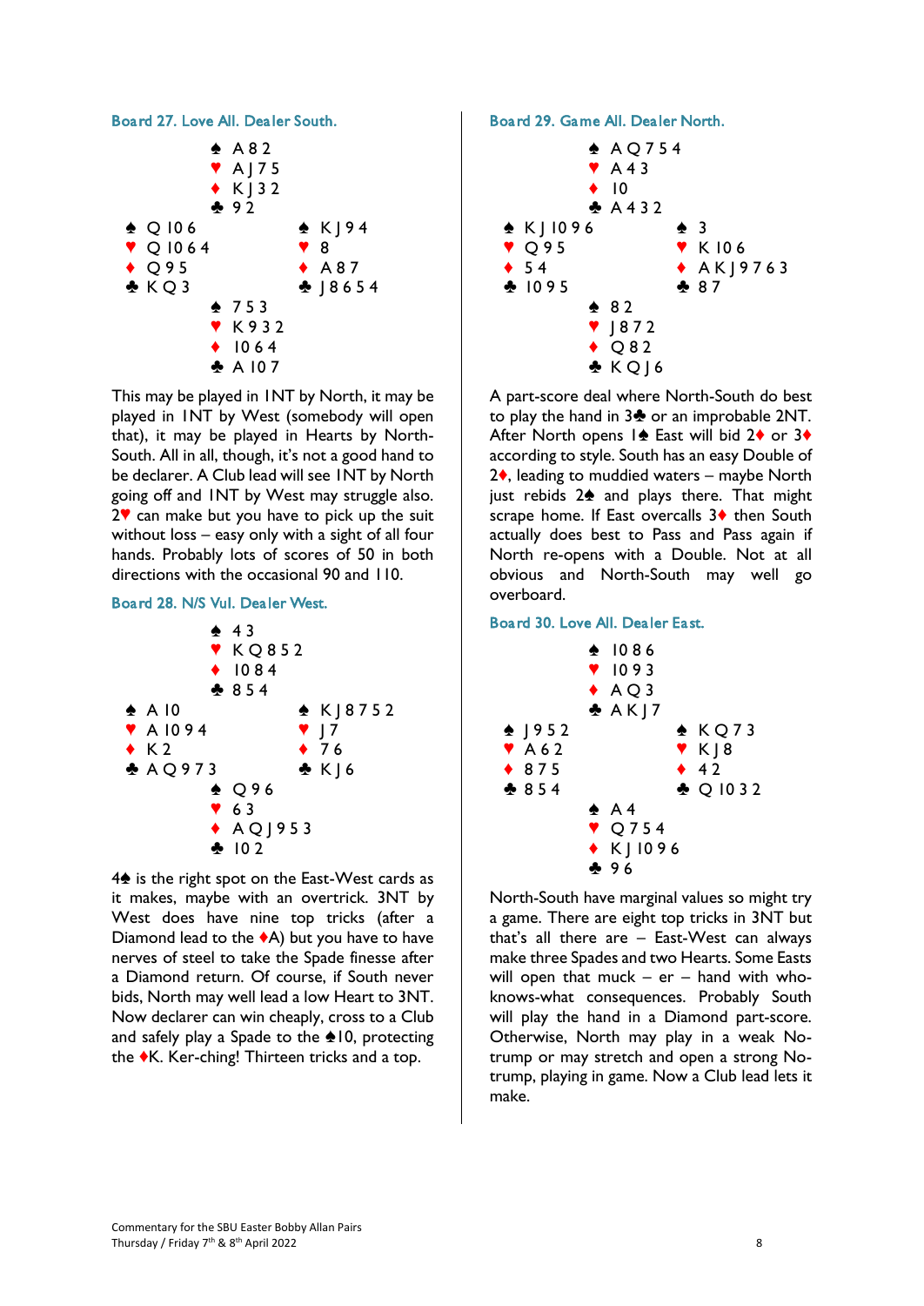### Board 27. Love All. Dealer South.

```
            ♠ A 8 2
            ♥ A J 7 5
            ♦ K J 3 2
            ♣ 9 2
♠ Q 10 6              ♠ K J 9 4
♥ Q 10 6 4            ♥ 8
♦ Q 9 5               ♦ A 8 7
♣ K Q 3               ♣ J 8 6 5 4
            ♠ 7 5 3
            ♥ K 9 3 2
            ♦ 10 6 4
            ♣ A 10 7
```

This may be played in 1NT by North, it may be played in 1NT by West (somebody will open that), it may be played in Hearts by North-South. All in all, though, it's not a good hand to be declarer. A Club lead will see 1NT by North going off and 1NT by West may struggle also. 2♥ can make but you have to pick up the suit without loss – easy only with a sight of all four hands. Probably lots of scores of 50 in both directions with the occasional 90 and 110.

### Board 28. N/S Vul. Dealer West.

```
            ♠ 4 3
            ♥ K Q 8 5 2
            ♦ 10 8 4
            ♣ 8 5 4
♠ A 10                ♠ K J 8 7 5 2
♥ A 10 9 4            ♥ J 7
♦ K 2                 ♦ 7 6
♣ A Q 9 7 3           ♣ K J 6
            ♠ Q 9 6
            ♥ 6 3
            ♦ A Q J 9 5 3
            ♣ 10 2
```

4♠ is the right spot on the East-West cards as it makes, maybe with an overtrick. 3NT by West does have nine top tricks (after a Diamond lead to the ♦A) but you have to have nerves of steel to take the Spade finesse after a Diamond return. Of course, if South never bids, North may well lead a low Heart to 3NT. Now declarer can win cheaply, cross to a Club and safely play a Spade to the ♠10, protecting the ♦K. Ker-ching! Thirteen tricks and a top.

### Board 29. Game All. Dealer North.

```
            ♠ A Q 7 5 4
            ♥ A 4 3
            ♦ 10
            ♣ A 4 3 2
♠ K J 10 9 6          ♠ 3
♥ Q 9 5               ♥ K 10 6
♦ 5 4                 ♦ A K J 9 7 6 3
♣ 10 9 5              ♣ 8 7
            ♠ 8 2
            ♥ J 8 7 2
            ♦ Q 8 2
            ♣ K Q J 6
```

A part-score deal where North-South do best to play the hand in 3♣ or an improbable 2NT. After North opens 1♠ East will bid 2♦ or 3♦ according to style. South has an easy Double of 2♦, leading to muddied waters – maybe North just rebids 2♠ and plays there. That might scrape home. If East overcalls 3♦ then South actually does best to Pass and Pass again if North re-opens with a Double. Not at all obvious and North-South may well go overboard.

### Board 30. Love All. Dealer East.

```
            ♠ 10 8 6
            ♥ 10 9 3
            ♦ A Q 3
            ♣ A K J 7
♠ J 9 5 2             ♠ K Q 7 3
♥ A 6 2               ♥ K J 8
♦ 8 7 5               ♦ 4 2
♣ 8 5 4               ♣ Q 10 3 2
            ♠ A 4
            ♥ Q 7 5 4
            ♦ K J 10 9 6
            ♣ 9 6
```

North-South have marginal values so might try a game. There are eight top tricks in 3NT but that's all there are – East-West can always make three Spades and two Hearts. Some Easts will open that muck – er – hand with who-knows-what consequences. Probably South will play the hand in a Diamond part-score. Otherwise, North may play in a weak No-trump or may stretch and open a strong No-trump, playing in game. Now a Club lead lets it make.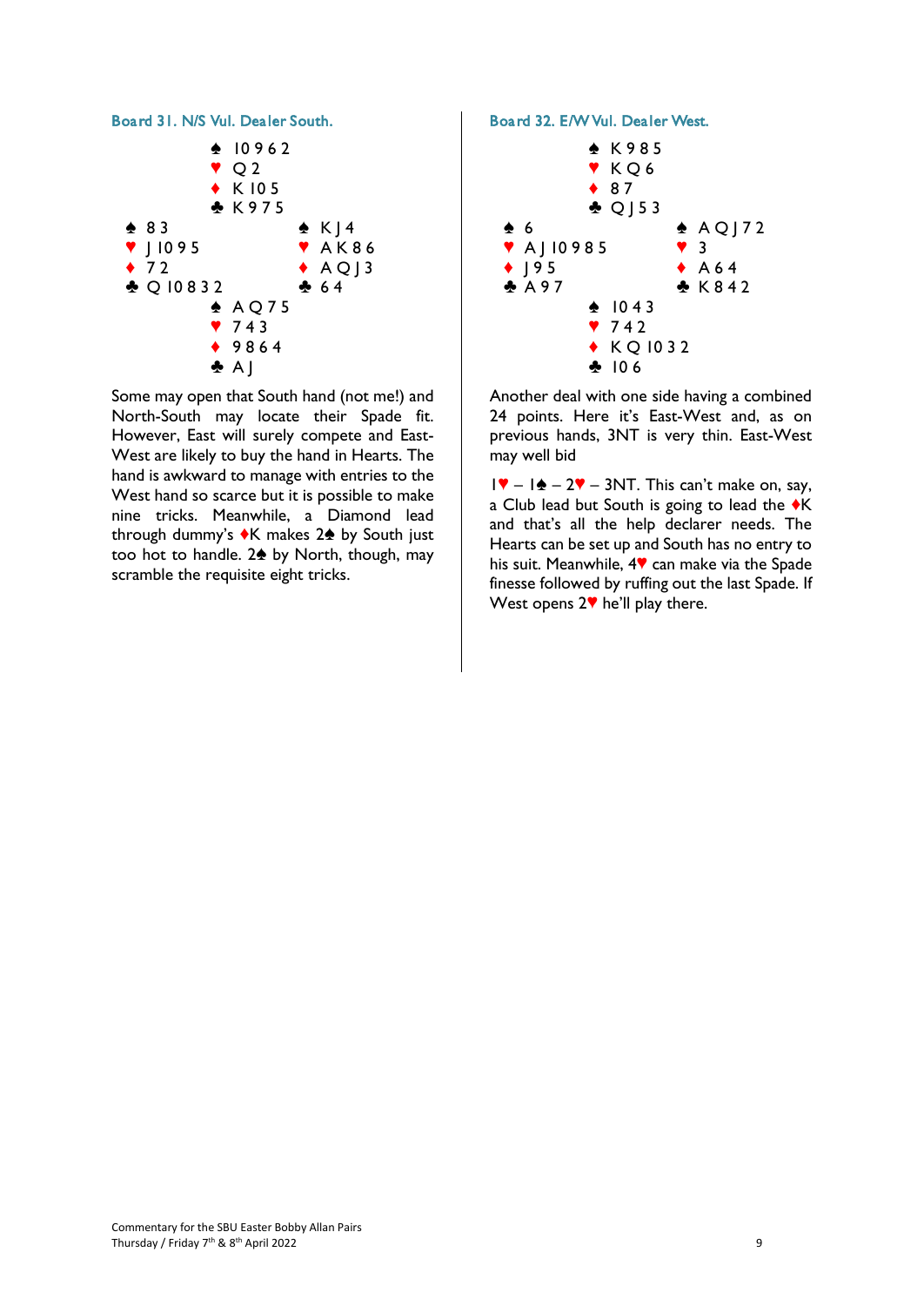### Board 31. N/S Vul. Dealer South.

| | | |
|---|---|---|
| | ♠ 10 9 6 2<br>♥ Q 2<br>♦ K 10 5<br>♣ K 9 7 5 | |
| ♠ 8 3<br>♥ J 10 9 5<br>♦ 7 2<br>♣ Q 10 8 3 2 | | ♠ K J 4<br>♥ A K 8 6<br>♦ A Q J 3<br>♣ 6 4 |
| | ♠ A Q 7 5<br>♥ 7 4 3<br>♦ 9 8 6 4<br>♣ A J | |

Some may open that South hand (not me!) and North-South may locate their Spade fit. However, East will surely compete and East-West are likely to buy the hand in Hearts. The hand is awkward to manage with entries to the West hand so scarce but it is possible to make nine tricks. Meanwhile, a Diamond lead through dummy's ♦K makes 2♠ by South just too hot to handle. 2♠ by North, though, may scramble the requisite eight tricks.

### Board 32. E/W Vul. Dealer West.

| | | |
|---|---|---|
| | ♠ K 9 8 5<br>♥ K Q 6<br>♦ 8 7<br>♣ Q J 5 3 | |
| ♠ 6<br>♥ A J 10 9 8 5<br>♦ J 9 5<br>♣ A 9 7 | | ♠ A Q J 7 2<br>♥ 3<br>♦ A 6 4<br>♣ K 8 4 2 |
| | ♠ 10 4 3<br>♥ 7 4 2<br>♦ K Q 10 3 2<br>♣ 10 6 | |

Another deal with one side having a combined 24 points. Here it's East-West and, as on previous hands, 3NT is very thin. East-West may well bid

1♥ – 1♠ – 2♥ – 3NT. This can't make on, say, a Club lead but South is going to lead the ♦K and that's all the help declarer needs. The Hearts can be set up and South has no entry to his suit. Meanwhile, 4♥ can make via the Spade finesse followed by ruffing out the last Spade. If West opens 2♥ he'll play there.